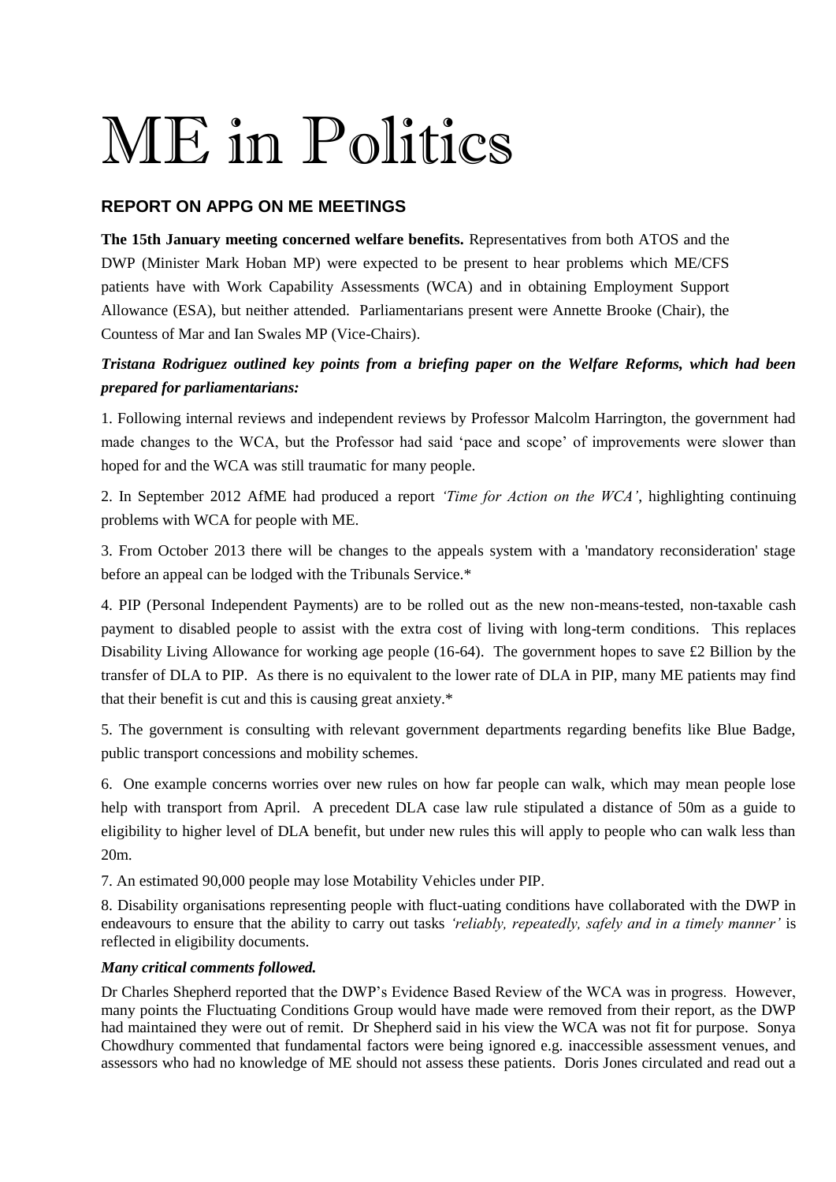# ME in Politics

## REPORT ON APPG ON ME MEETINGS

**The 15th January meeting concerned welfare benefits.** Representatives from both ATOS and the DWP (Minister Mark Hoban MP) were expected to be present to hear problems which ME/CFS patients have with Work Capability Assessments (WCA) and in obtaining Employment Support Allowance (ESA), but neither attended. Parliamentarians present were Annette Brooke (Chair), the Countess of Mar and Ian Swales MP (Vice-Chairs).

***Tristana Rodriguez outlined key points from a briefing paper on the Welfare Reforms, which had been prepared for parliamentarians:***

1. Following internal reviews and independent reviews by Professor Malcolm Harrington, the government had made changes to the WCA, but the Professor had said 'pace and scope' of improvements were slower than hoped for and the WCA was still traumatic for many people.

2. In September 2012 AfME had produced a report *'Time for Action on the WCA'*, highlighting continuing problems with WCA for people with ME.

3. From October 2013 there will be changes to the appeals system with a 'mandatory reconsideration' stage before an appeal can be lodged with the Tribunals Service.*

4. PIP (Personal Independent Payments) are to be rolled out as the new non-means-tested, non-taxable cash payment to disabled people to assist with the extra cost of living with long-term conditions. This replaces Disability Living Allowance for working age people (16-64). The government hopes to save £2 Billion by the transfer of DLA to PIP. As there is no equivalent to the lower rate of DLA in PIP, many ME patients may find that their benefit is cut and this is causing great anxiety.*

5. The government is consulting with relevant government departments regarding benefits like Blue Badge, public transport concessions and mobility schemes.

6. One example concerns worries over new rules on how far people can walk, which may mean people lose help with transport from April. A precedent DLA case law rule stipulated a distance of 50m as a guide to eligibility to higher level of DLA benefit, but under new rules this will apply to people who can walk less than 20m.

7. An estimated 90,000 people may lose Motability Vehicles under PIP.

8. Disability organisations representing people with fluct-uating conditions have collaborated with the DWP in endeavours to ensure that the ability to carry out tasks *'reliably, repeatedly, safely and in a timely manner'* is reflected in eligibility documents.

***Many critical comments followed.***

Dr Charles Shepherd reported that the DWP's Evidence Based Review of the WCA was in progress. However, many points the Fluctuating Conditions Group would have made were removed from their report, as the DWP had maintained they were out of remit. Dr Shepherd said in his view the WCA was not fit for purpose. Sonya Chowdhury commented that fundamental factors were being ignored e.g. inaccessible assessment venues, and assessors who had no knowledge of ME should not assess these patients. Doris Jones circulated and read out a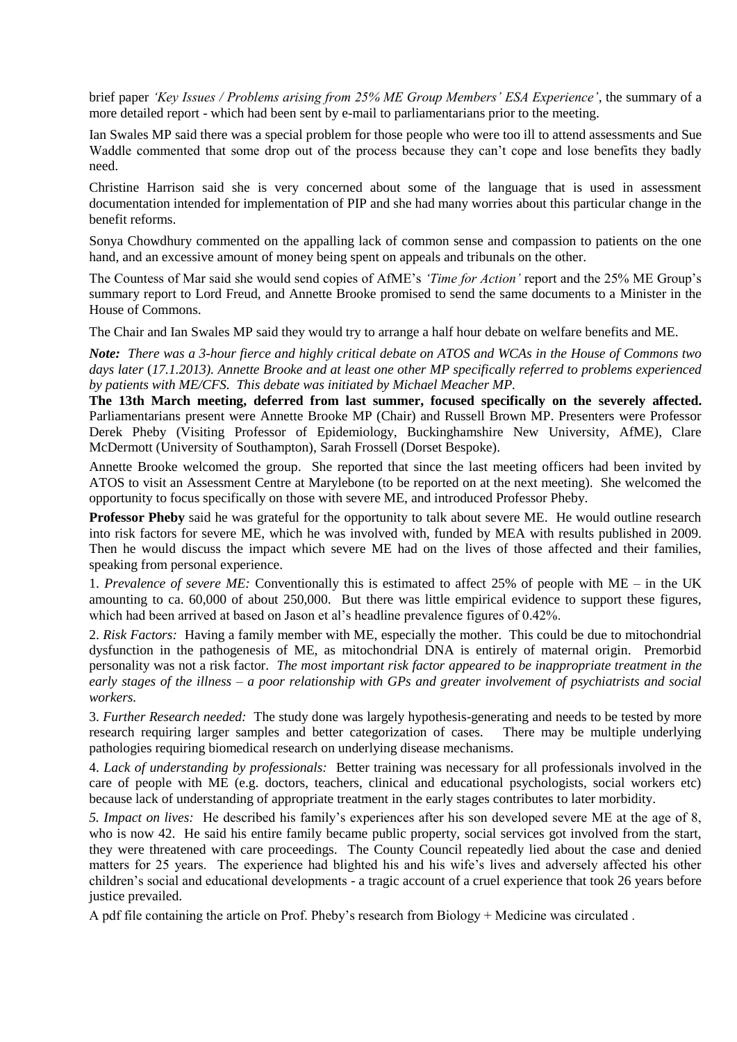brief paper *'Key Issues / Problems arising from 25% ME Group Members' ESA Experience'*, the summary of a more detailed report - which had been sent by e-mail to parliamentarians prior to the meeting.

Ian Swales MP said there was a special problem for those people who were too ill to attend assessments and Sue Waddle commented that some drop out of the process because they can't cope and lose benefits they badly need.

Christine Harrison said she is very concerned about some of the language that is used in assessment documentation intended for implementation of PIP and she had many worries about this particular change in the benefit reforms.

Sonya Chowdhury commented on the appalling lack of common sense and compassion to patients on the one hand, and an excessive amount of money being spent on appeals and tribunals on the other.

The Countess of Mar said she would send copies of AfME's *'Time for Action'* report and the 25% ME Group's summary report to Lord Freud, and Annette Brooke promised to send the same documents to a Minister in the House of Commons.

The Chair and Ian Swales MP said they would try to arrange a half hour debate on welfare benefits and ME.

***Note:*** *There was a 3-hour fierce and highly critical debate on ATOS and WCAs in the House of Commons two days later (17.1.2013). Annette Brooke and at least one other MP specifically referred to problems experienced by patients with ME/CFS. This debate was initiated by Michael Meacher MP.*

**The 13th March meeting, deferred from last summer, focused specifically on the severely affected.** Parliamentarians present were Annette Brooke MP (Chair) and Russell Brown MP. Presenters were Professor Derek Pheby (Visiting Professor of Epidemiology, Buckinghamshire New University, AfME), Clare McDermott (University of Southampton), Sarah Frossell (Dorset Bespoke).

Annette Brooke welcomed the group. She reported that since the last meeting officers had been invited by ATOS to visit an Assessment Centre at Marylebone (to be reported on at the next meeting). She welcomed the opportunity to focus specifically on those with severe ME, and introduced Professor Pheby.

**Professor Pheby** said he was grateful for the opportunity to talk about severe ME. He would outline research into risk factors for severe ME, which he was involved with, funded by MEA with results published in 2009. Then he would discuss the impact which severe ME had on the lives of those affected and their families, speaking from personal experience.

1. *Prevalence of severe ME:* Conventionally this is estimated to affect 25% of people with ME – in the UK amounting to ca. 60,000 of about 250,000. But there was little empirical evidence to support these figures, which had been arrived at based on Jason et al's headline prevalence figures of 0.42%.

2. *Risk Factors:* Having a family member with ME, especially the mother. This could be due to mitochondrial dysfunction in the pathogenesis of ME, as mitochondrial DNA is entirely of maternal origin. Premorbid personality was not a risk factor. *The most important risk factor appeared to be inappropriate treatment in the early stages of the illness – a poor relationship with GPs and greater involvement of psychiatrists and social workers.*

3. *Further Research needed:* The study done was largely hypothesis-generating and needs to be tested by more research requiring larger samples and better categorization of cases. There may be multiple underlying pathologies requiring biomedical research on underlying disease mechanisms.

4. *Lack of understanding by professionals:* Better training was necessary for all professionals involved in the care of people with ME (e.g. doctors, teachers, clinical and educational psychologists, social workers etc) because lack of understanding of appropriate treatment in the early stages contributes to later morbidity.

*5. Impact on lives:* He described his family's experiences after his son developed severe ME at the age of 8, who is now 42. He said his entire family became public property, social services got involved from the start, they were threatened with care proceedings. The County Council repeatedly lied about the case and denied matters for 25 years. The experience had blighted his and his wife's lives and adversely affected his other children's social and educational developments - a tragic account of a cruel experience that took 26 years before justice prevailed.

A pdf file containing the article on Prof. Pheby's research from Biology + Medicine was circulated .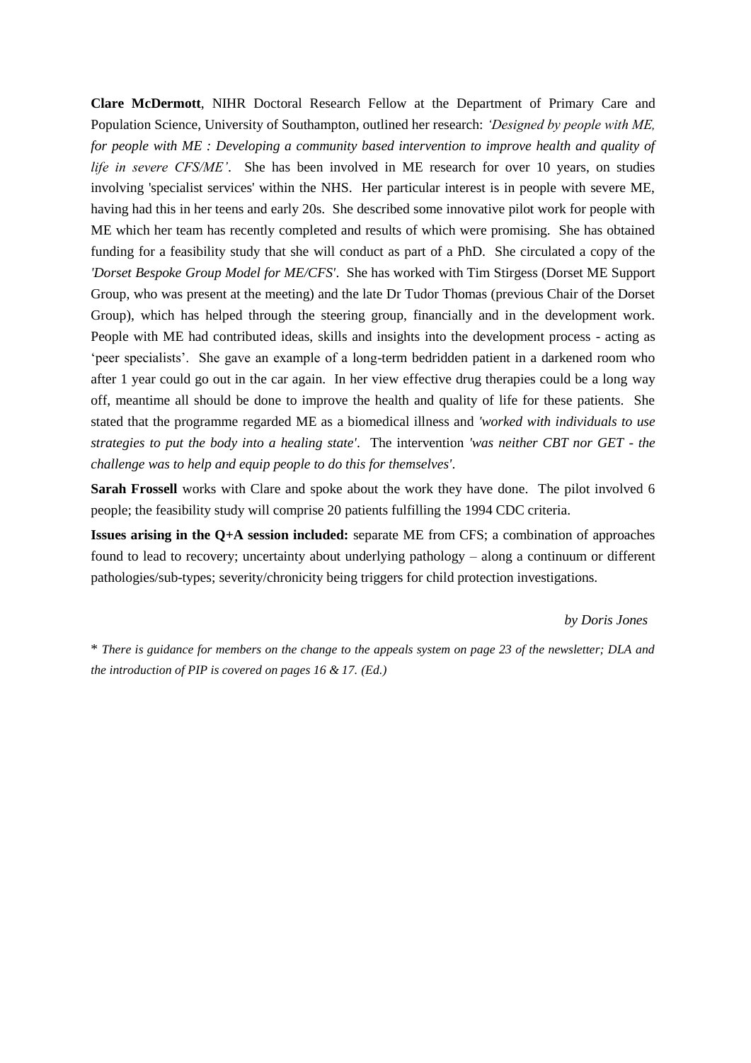**Clare McDermott**, NIHR Doctoral Research Fellow at the Department of Primary Care and Population Science, University of Southampton, outlined her research: *'Designed by people with ME, for people with ME : Developing a community based intervention to improve health and quality of life in severe CFS/ME'*. She has been involved in ME research for over 10 years, on studies involving 'specialist services' within the NHS. Her particular interest is in people with severe ME, having had this in her teens and early 20s. She described some innovative pilot work for people with ME which her team has recently completed and results of which were promising. She has obtained funding for a feasibility study that she will conduct as part of a PhD. She circulated a copy of the *'Dorset Bespoke Group Model for ME/CFS'*. She has worked with Tim Stirgess (Dorset ME Support Group, who was present at the meeting) and the late Dr Tudor Thomas (previous Chair of the Dorset Group), which has helped through the steering group, financially and in the development work. People with ME had contributed ideas, skills and insights into the development process - acting as 'peer specialists'. She gave an example of a long-term bedridden patient in a darkened room who after 1 year could go out in the car again. In her view effective drug therapies could be a long way off, meantime all should be done to improve the health and quality of life for these patients. She stated that the programme regarded ME as a biomedical illness and *'worked with individuals to use strategies to put the body into a healing state'*. The intervention *'was neither CBT nor GET - the challenge was to help and equip people to do this for themselves'*.

**Sarah Frossell** works with Clare and spoke about the work they have done. The pilot involved 6 people; the feasibility study will comprise 20 patients fulfilling the 1994 CDC criteria.

**Issues arising in the Q+A session included:** separate ME from CFS; a combination of approaches found to lead to recovery; uncertainty about underlying pathology – along a continuum or different pathologies/sub-types; severity/chronicity being triggers for child protection investigations.

*by Doris Jones*

\* *There is guidance for members on the change to the appeals system on page 23 of the newsletter; DLA and the introduction of PIP is covered on pages 16 & 17. (Ed.)*